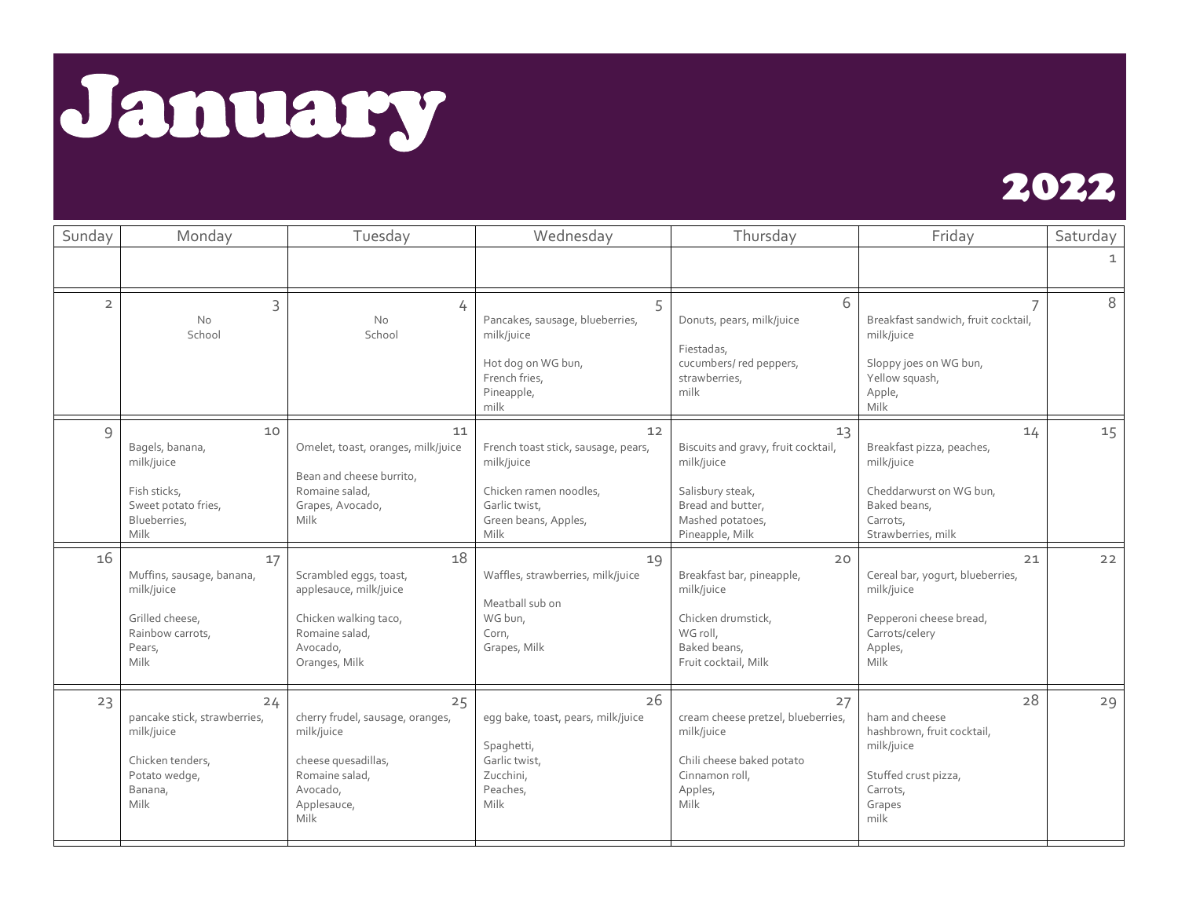# January

## 2022

| Sunday | Monday | Tuesday | Wednesday | Thursday | Friday | Saturday |
|---|---|---|---|---|---|---|
| | | | | | | 1 |
| 2 | 3<br>No School | 4<br>No School | 5<br>Pancakes, sausage, blueberries, milk/juice<br><br>Hot dog on WG bun,<br>French fries,<br>Pineapple,<br>milk | 6<br>Donuts, pears, milk/juice<br><br>Fiestadas,<br>cucumbers/ red peppers,<br>strawberries,<br>milk | 7<br>Breakfast sandwich, fruit cocktail, milk/juice<br><br>Sloppy joes on WG bun,<br>Yellow squash,<br>Apple,<br>Milk | 8 |
| 9 | 10<br>Bagels, banana, milk/juice<br><br>Fish sticks,<br>Sweet potato fries,<br>Blueberries,<br>Milk | 11<br>Omelet, toast, oranges, milk/juice<br><br>Bean and cheese burrito,<br>Romaine salad,<br>Grapes, Avocado,<br>Milk | 12<br>French toast stick, sausage, pears, milk/juice<br><br>Chicken ramen noodles,<br>Garlic twist,<br>Green beans, Apples,<br>Milk | 13<br>Biscuits and gravy, fruit cocktail, milk/juice<br><br>Salisbury steak,<br>Bread and butter,<br>Mashed potatoes,<br>Pineapple, Milk | 14<br>Breakfast pizza, peaches, milk/juice<br><br>Cheddarwurst on WG bun,<br>Baked beans,<br>Carrots,<br>Strawberries, milk | 15 |
| 16 | 17<br>Muffins, sausage, banana, milk/juice<br><br>Grilled cheese,<br>Rainbow carrots,<br>Pears,<br>Milk | 18<br>Scrambled eggs, toast, applesauce, milk/juice<br><br>Chicken walking taco,<br>Romaine salad,<br>Avocado,<br>Oranges, Milk | 19<br>Waffles, strawberries, milk/juice<br><br>Meatball sub on<br>WG bun,<br>Corn,<br>Grapes, Milk | 20<br>Breakfast bar, pineapple, milk/juice<br><br>Chicken drumstick,<br>WG roll,<br>Baked beans,<br>Fruit cocktail, Milk | 21<br>Cereal bar, yogurt, blueberries, milk/juice<br><br>Pepperoni cheese bread,<br>Carrots/celery<br>Apples,<br>Milk | 22 |
| 23 | 24<br>pancake stick, strawberries, milk/juice<br><br>Chicken tenders,<br>Potato wedge,<br>Banana,<br>Milk | 25<br>cherry frudel, sausage, oranges, milk/juice<br><br>cheese quesadillas,<br>Romaine salad,<br>Avocado,<br>Applesauce,<br>Milk | 26<br>egg bake, toast, pears, milk/juice<br><br>Spaghetti,<br>Garlic twist,<br>Zucchini,<br>Peaches,<br>Milk | 27<br>cream cheese pretzel, blueberries, milk/juice<br><br>Chili cheese baked potato<br>Cinnamon roll,<br>Apples,<br>Milk | 28<br>ham and cheese hashbrown, fruit cocktail, milk/juice<br><br>Stuffed crust pizza,<br>Carrots,<br>Grapes<br>milk | 29 |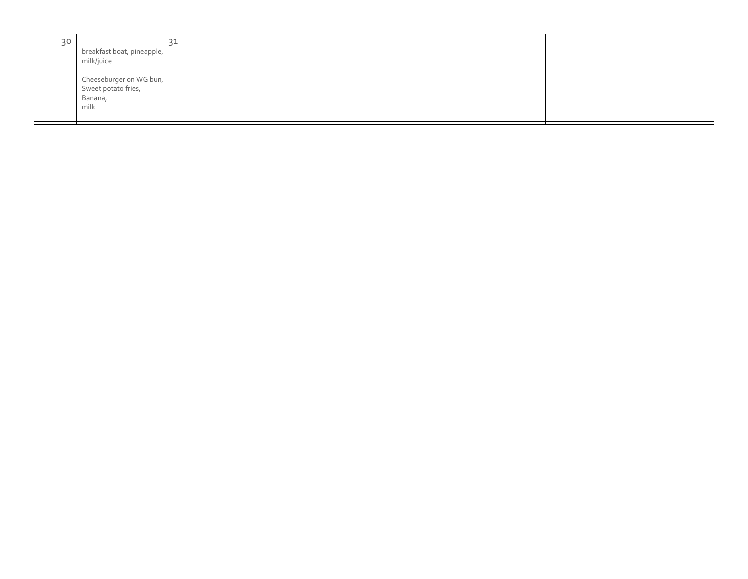| | | | | | | |
|---|---|---|---|---|---|---|
| 30 | 31<br>breakfast boat, pineapple, milk/juice<br><br>Cheeseburger on WG bun, Sweet potato fries, Banana, milk | | | | | |